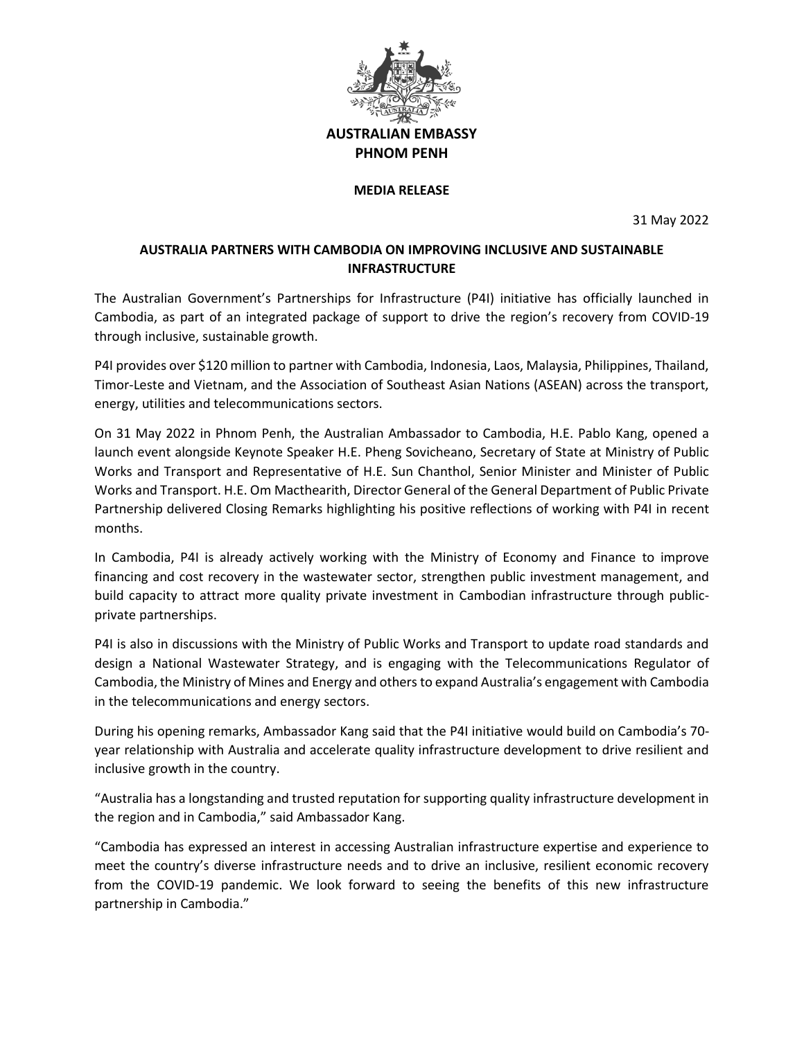**AUSTRALIAN EMBASSY**
**PHNOM PENH**

**MEDIA RELEASE**

31 May 2022

# AUSTRALIA PARTNERS WITH CAMBODIA ON IMPROVING INCLUSIVE AND SUSTAINABLE INFRASTRUCTURE

The Australian Government's Partnerships for Infrastructure (P4I) initiative has officially launched in Cambodia, as part of an integrated package of support to drive the region's recovery from COVID-19 through inclusive, sustainable growth.

P4I provides over $120 million to partner with Cambodia, Indonesia, Laos, Malaysia, Philippines, Thailand, Timor-Leste and Vietnam, and the Association of Southeast Asian Nations (ASEAN) across the transport, energy, utilities and telecommunications sectors.

On 31 May 2022 in Phnom Penh, the Australian Ambassador to Cambodia, H.E. Pablo Kang, opened a launch event alongside Keynote Speaker H.E. Pheng Sovicheano, Secretary of State at Ministry of Public Works and Transport and Representative of H.E. Sun Chanthol, Senior Minister and Minister of Public Works and Transport. H.E. Om Macthearith, Director General of the General Department of Public Private Partnership delivered Closing Remarks highlighting his positive reflections of working with P4I in recent months.

In Cambodia, P4I is already actively working with the Ministry of Economy and Finance to improve financing and cost recovery in the wastewater sector, strengthen public investment management, and build capacity to attract more quality private investment in Cambodian infrastructure through public-private partnerships.

P4I is also in discussions with the Ministry of Public Works and Transport to update road standards and design a National Wastewater Strategy, and is engaging with the Telecommunications Regulator of Cambodia, the Ministry of Mines and Energy and others to expand Australia's engagement with Cambodia in the telecommunications and energy sectors.

During his opening remarks, Ambassador Kang said that the P4I initiative would build on Cambodia's 70-year relationship with Australia and accelerate quality infrastructure development to drive resilient and inclusive growth in the country.

"Australia has a longstanding and trusted reputation for supporting quality infrastructure development in the region and in Cambodia," said Ambassador Kang.

"Cambodia has expressed an interest in accessing Australian infrastructure expertise and experience to meet the country's diverse infrastructure needs and to drive an inclusive, resilient economic recovery from the COVID-19 pandemic. We look forward to seeing the benefits of this new infrastructure partnership in Cambodia."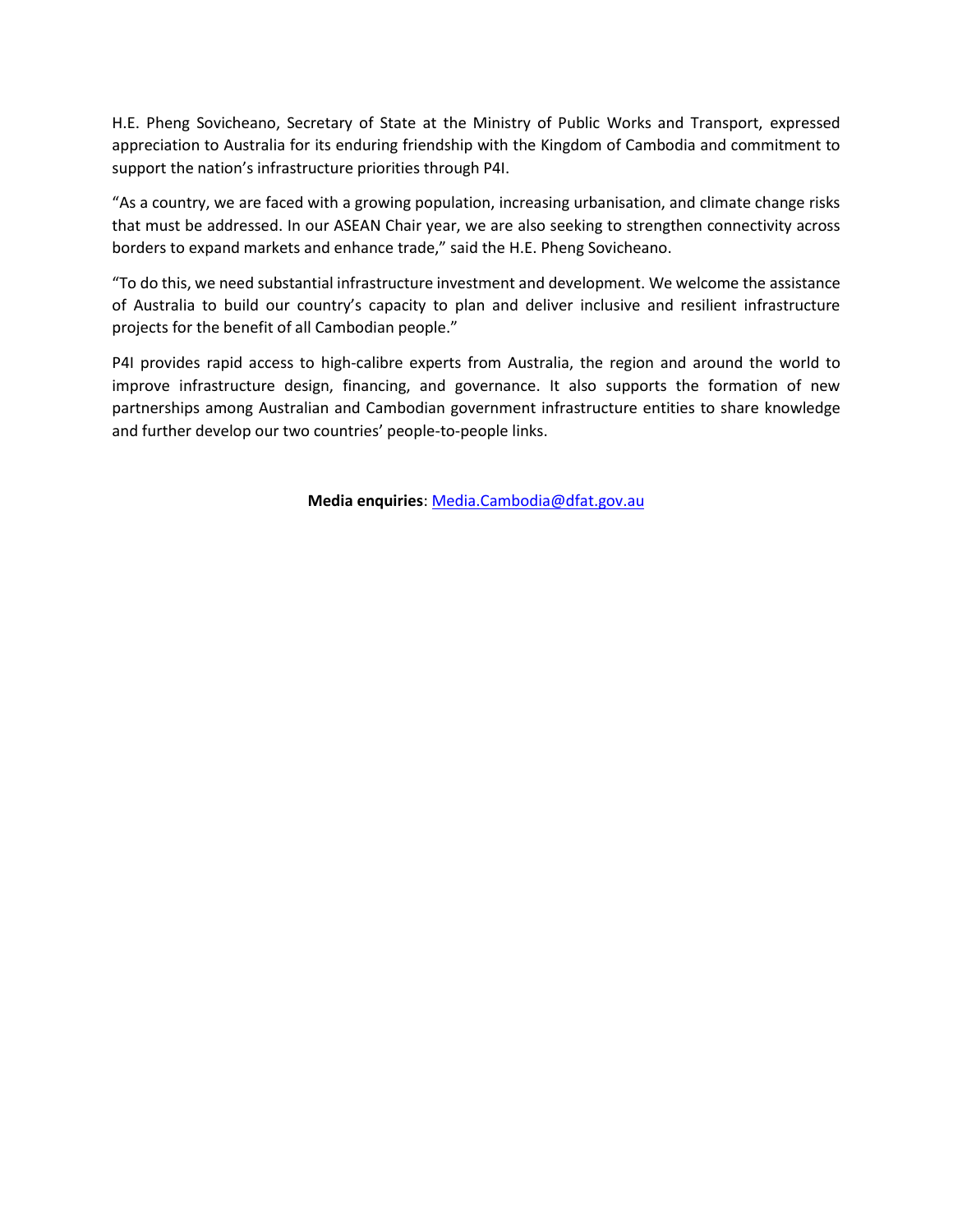H.E. Pheng Sovicheano, Secretary of State at the Ministry of Public Works and Transport, expressed appreciation to Australia for its enduring friendship with the Kingdom of Cambodia and commitment to support the nation's infrastructure priorities through P4I.

"As a country, we are faced with a growing population, increasing urbanisation, and climate change risks that must be addressed. In our ASEAN Chair year, we are also seeking to strengthen connectivity across borders to expand markets and enhance trade," said the H.E. Pheng Sovicheano.

"To do this, we need substantial infrastructure investment and development. We welcome the assistance of Australia to build our country's capacity to plan and deliver inclusive and resilient infrastructure projects for the benefit of all Cambodian people."

P4I provides rapid access to high-calibre experts from Australia, the region and around the world to improve infrastructure design, financing, and governance. It also supports the formation of new partnerships among Australian and Cambodian government infrastructure entities to share knowledge and further develop our two countries' people-to-people links.

**Media enquiries**: Media.Cambodia@dfat.gov.au